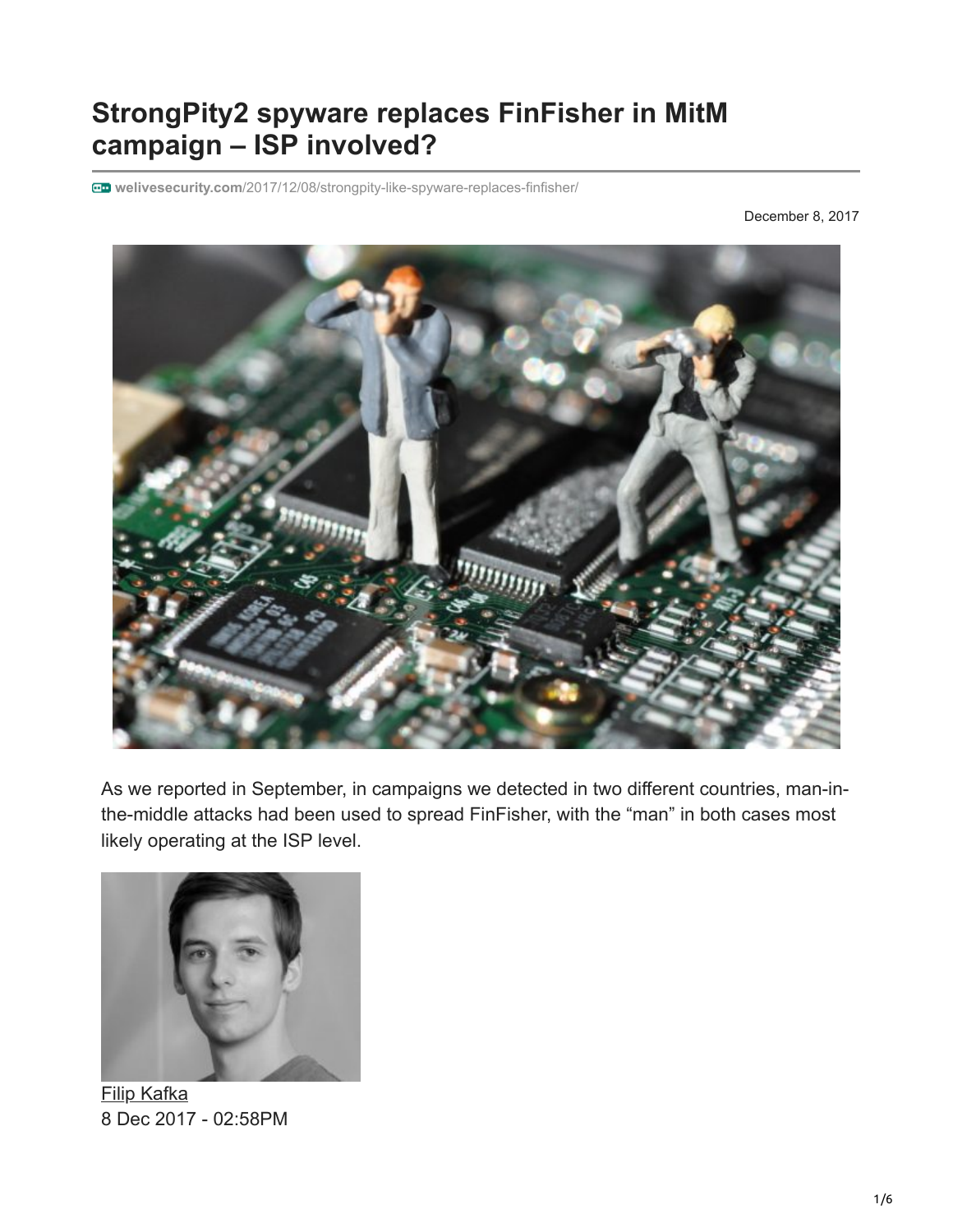# StrongPity2 spyware replaces FinFisher in MitM campaign – ISP involved?

welivesecurity.com/2017/12/08/strongpity-like-spyware-replaces-finfisher/

December 8, 2017

As we reported in September, in campaigns we detected in two different countries, man-in-the-middle attacks had been used to spread FinFisher, with the "man" in both cases most likely operating at the ISP level.

Filip Kafka
8 Dec 2017 - 02:58PM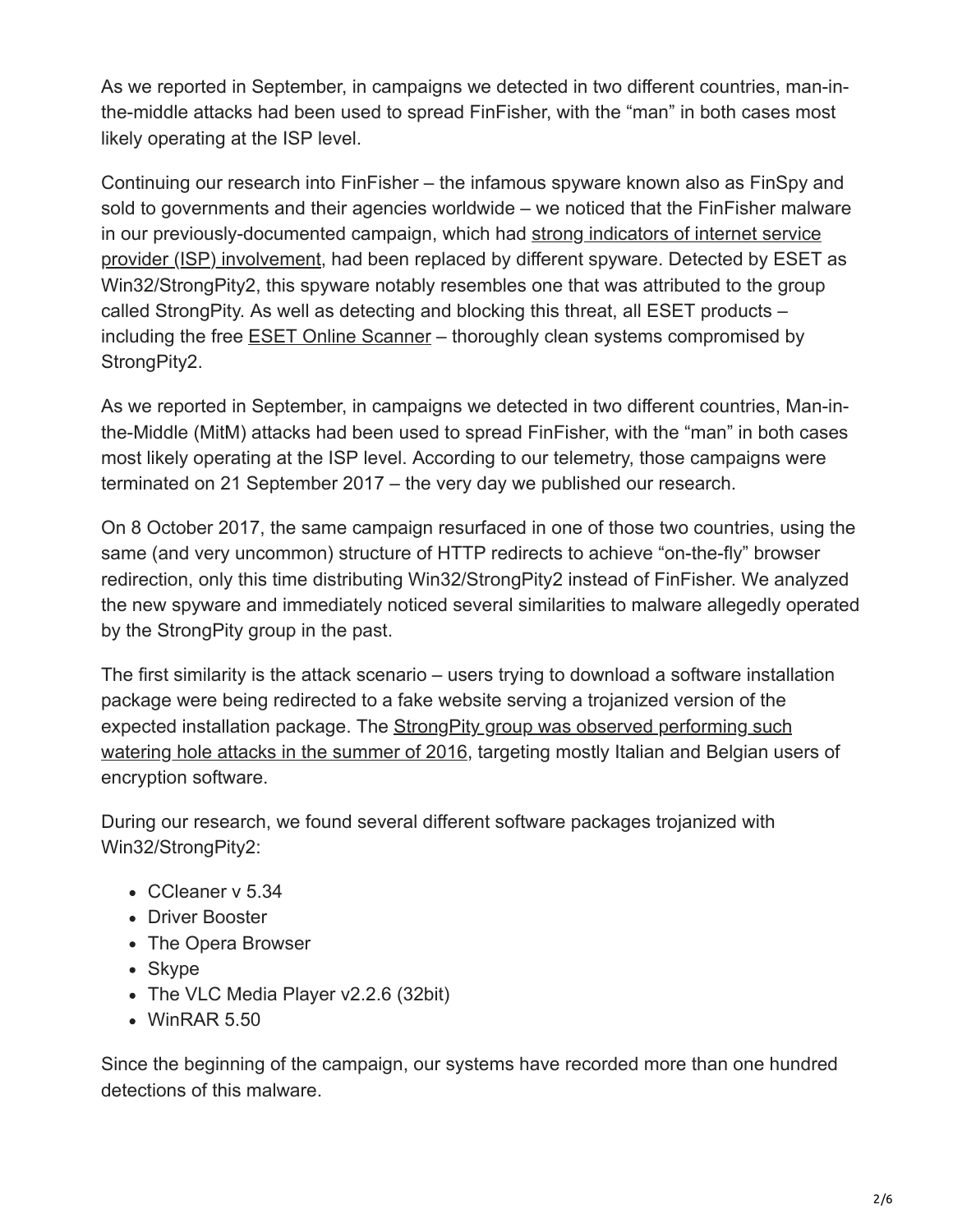As we reported in September, in campaigns we detected in two different countries, man-in-the-middle attacks had been used to spread FinFisher, with the "man" in both cases most likely operating at the ISP level.

Continuing our research into FinFisher – the infamous spyware known also as FinSpy and sold to governments and their agencies worldwide – we noticed that the FinFisher malware in our previously-documented campaign, which had strong indicators of internet service provider (ISP) involvement, had been replaced by different spyware. Detected by ESET as Win32/StrongPity2, this spyware notably resembles one that was attributed to the group called StrongPity. As well as detecting and blocking this threat, all ESET products – including the free ESET Online Scanner – thoroughly clean systems compromised by StrongPity2.

As we reported in September, in campaigns we detected in two different countries, Man-in-the-Middle (MitM) attacks had been used to spread FinFisher, with the "man" in both cases most likely operating at the ISP level. According to our telemetry, those campaigns were terminated on 21 September 2017 – the very day we published our research.

On 8 October 2017, the same campaign resurfaced in one of those two countries, using the same (and very uncommon) structure of HTTP redirects to achieve "on-the-fly" browser redirection, only this time distributing Win32/StrongPity2 instead of FinFisher. We analyzed the new spyware and immediately noticed several similarities to malware allegedly operated by the StrongPity group in the past.

The first similarity is the attack scenario – users trying to download a software installation package were being redirected to a fake website serving a trojanized version of the expected installation package. The StrongPity group was observed performing such watering hole attacks in the summer of 2016, targeting mostly Italian and Belgian users of encryption software.

During our research, we found several different software packages trojanized with Win32/StrongPity2:

- CCleaner v 5.34
- Driver Booster
- The Opera Browser
- Skype
- The VLC Media Player v2.2.6 (32bit)
- WinRAR 5.50

Since the beginning of the campaign, our systems have recorded more than one hundred detections of this malware.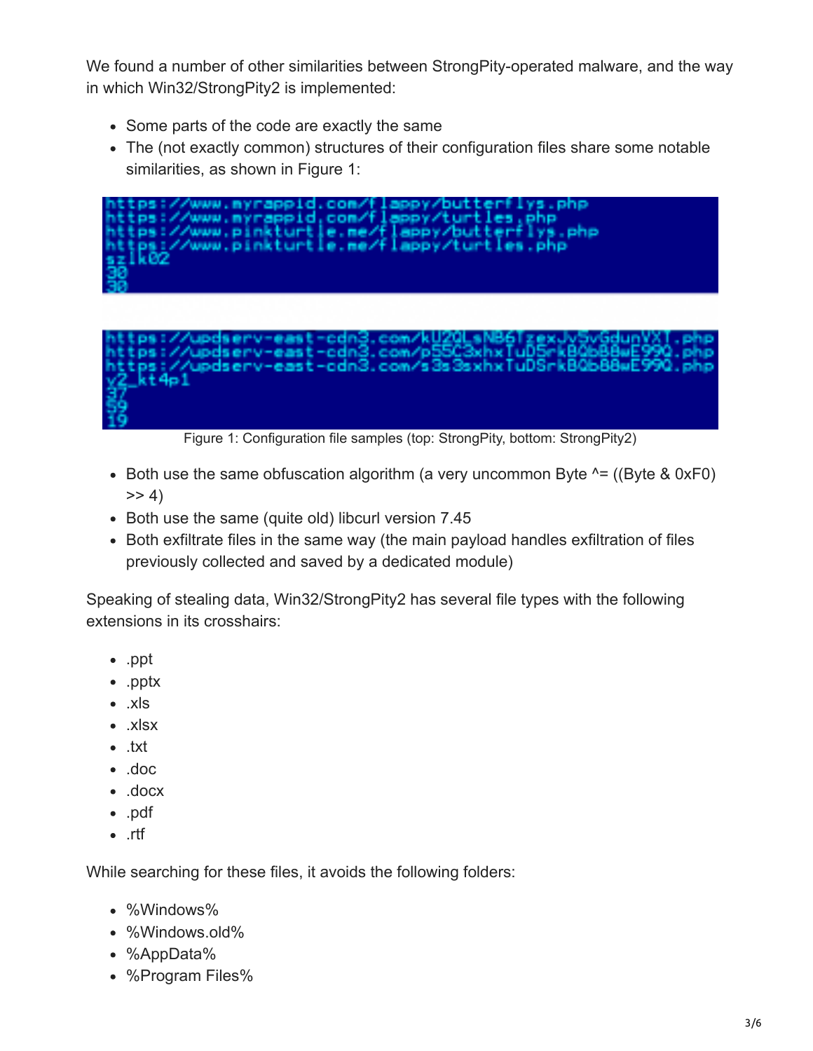We found a number of other similarities between StrongPity-operated malware, and the way in which Win32/StrongPity2 is implemented:

- Some parts of the code are exactly the same
- The (not exactly common) structures of their configuration files share some notable similarities, as shown in Figure 1:

```
https://www.myrappid.com/flappy/butterflys.php
https://www.myrappid.com/flappy/turtles.php
https://www.pinkturtle.me/flappy/butterflys.php
https://www.pinkturtle.me/flappy/turtles.php
szlk02
30
30
```

```
https://updserv-east-cdn3.com/kU2QLsNB6TzexJvSvGdunVXT.php
https://updserv-east-cdn3.com/p55C3xhxTuD5rkBQbB8wE99Q.php
https://updserv-east-cdn3.com/s3s3sxhxTuDSrkBQbB8wE99Q.php
y2_kt4p1
37
59
19
```

Figure 1: Configuration file samples (top: StrongPity, bottom: StrongPity2)

- Both use the same obfuscation algorithm (a very uncommon Byte ^= ((Byte & 0xF0) >> 4)
- Both use the same (quite old) libcurl version 7.45
- Both exfiltrate files in the same way (the main payload handles exfiltration of files previously collected and saved by a dedicated module)

Speaking of stealing data, Win32/StrongPity2 has several file types with the following extensions in its crosshairs:

- .ppt
- .pptx
- .xls
- .xlsx
- .txt
- .doc
- .docx
- .pdf
- .rtf

While searching for these files, it avoids the following folders:

- %Windows%
- %Windows.old%
- %AppData%
- %Program Files%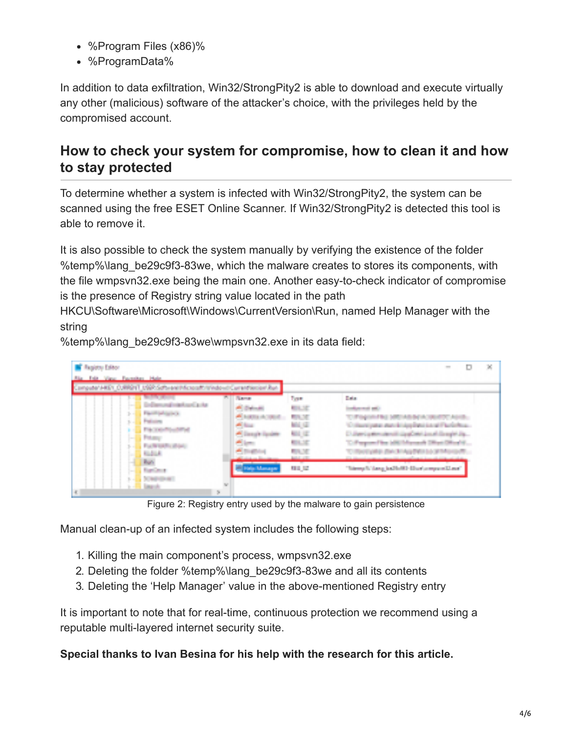- %Program Files (x86)%
- %ProgramData%

In addition to data exfiltration, Win32/StrongPity2 is able to download and execute virtually any other (malicious) software of the attacker's choice, with the privileges held by the compromised account.

## How to check your system for compromise, how to clean it and how to stay protected

To determine whether a system is infected with Win32/StrongPity2, the system can be scanned using the free ESET Online Scanner. If Win32/StrongPity2 is detected this tool is able to remove it.

It is also possible to check the system manually by verifying the existence of the folder %temp%\lang_be29c9f3-83we, which the malware creates to stores its components, with the file wmpsvn32.exe being the main one. Another easy-to-check indicator of compromise is the presence of Registry string value located in the path HKCU\Software\Microsoft\Windows\CurrentVersion\Run, named Help Manager with the string
%temp%\lang_be29c9f3-83we\wmpsvn32.exe in its data field:

Figure 2: Registry entry used by the malware to gain persistence

Manual clean-up of an infected system includes the following steps:

1. Killing the main component's process, wmpsvn32.exe
2. Deleting the folder %temp%\lang_be29c9f3-83we and all its contents
3. Deleting the 'Help Manager' value in the above-mentioned Registry entry

It is important to note that for real-time, continuous protection we recommend using a reputable multi-layered internet security suite.

**Special thanks to Ivan Besina for his help with the research for this article.**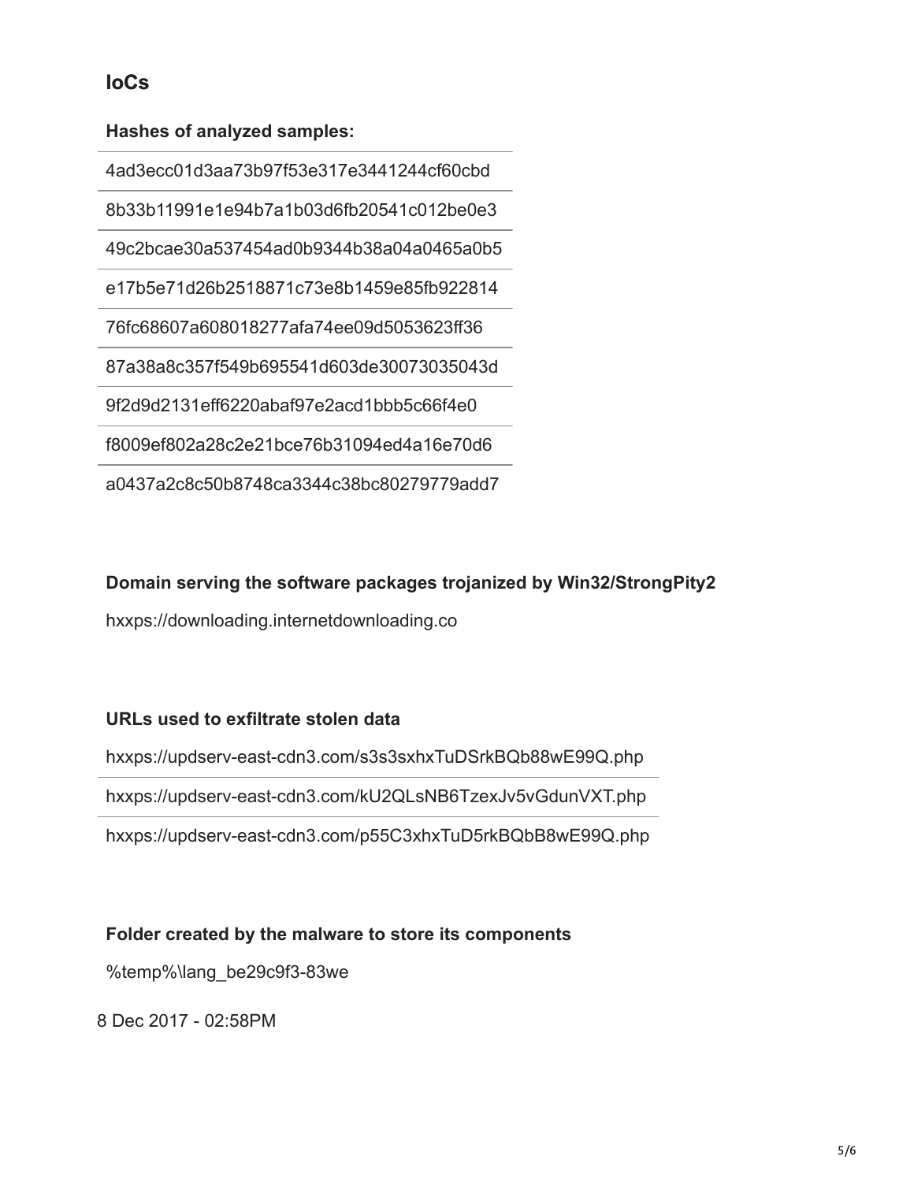## IoCs

**Hashes of analyzed samples:**

| |
|---|
| 4ad3ecc01d3aa73b97f53e317e3441244cf60cbd |
| 8b33b11991e1e94b7a1b03d6fb20541c012be0e3 |
| 49c2bcae30a537454ad0b9344b38a04a0465a0b5 |
| e17b5e71d26b2518871c73e8b1459e85fb922814 |
| 76fc68607a608018277afa74ee09d5053623ff36 |
| 87a38a8c357f549b695541d603de30073035043d |
| 9f2d9d2131eff6220abaf97e2acd1bbb5c66f4e0 |
| f8009ef802a28c2e21bce76b31094ed4a16e70d6 |
| a0437a2c8c50b8748ca3344c38bc80279779add7 |

**Domain serving the software packages trojanized by Win32/StrongPity2**

hxxps://downloading.internetdownloading.co

**URLs used to exfiltrate stolen data**

| |
|---|
| hxxps://updserv-east-cdn3.com/s3s3sxhxTuDSrkBQb88wE99Q.php |
| hxxps://updserv-east-cdn3.com/kU2QLsNB6TzexJv5vGdunVXT.php |
| hxxps://updserv-east-cdn3.com/p55C3xhxTuD5rkBQbB8wE99Q.php |

**Folder created by the malware to store its components**

%temp%\lang_be29c9f3-83we

8 Dec 2017 - 02:58PM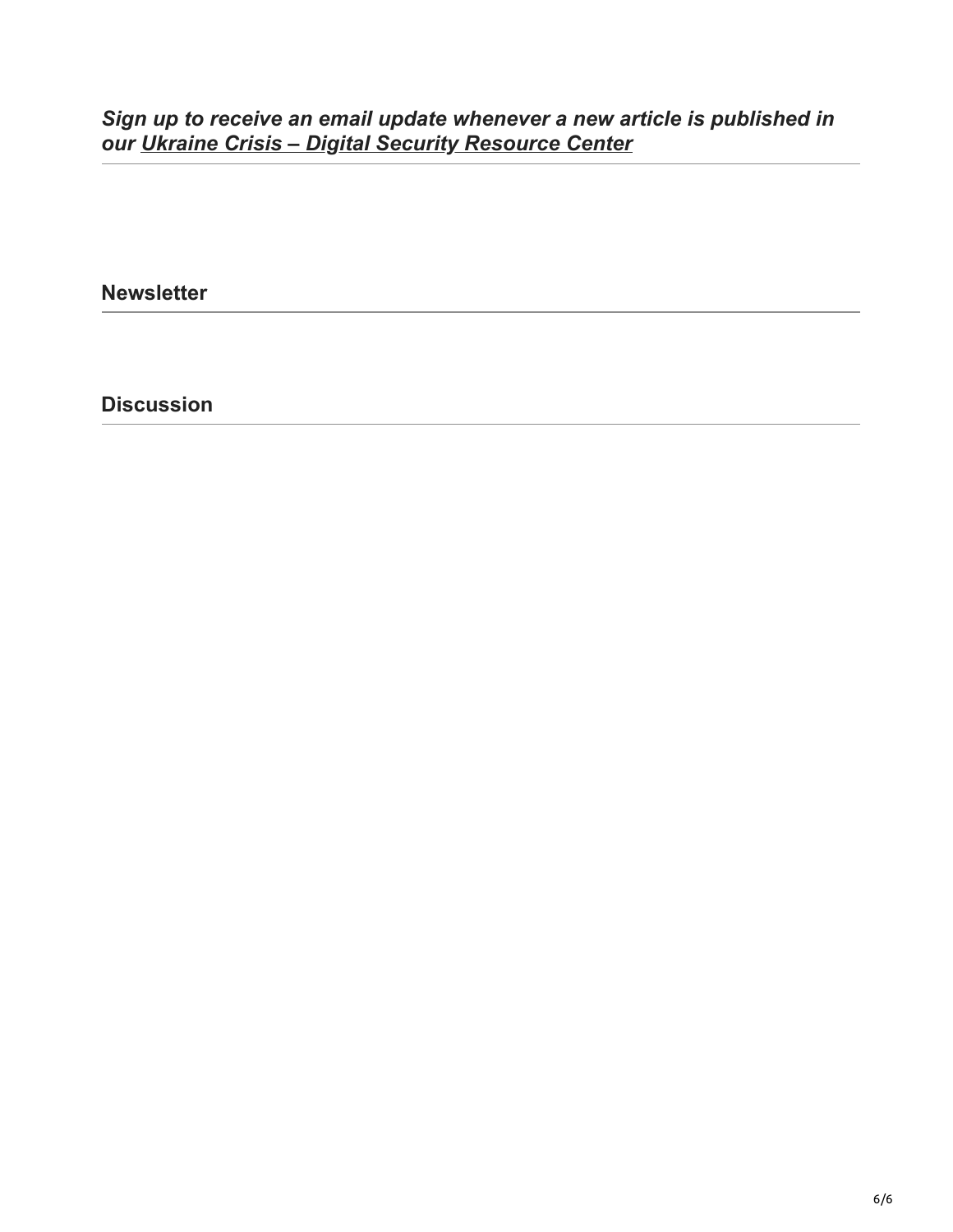***Sign up to receive an email update whenever a new article is published in our [Ukraine Crisis – Digital Security Resource Center](#)***

## Newsletter

## Discussion